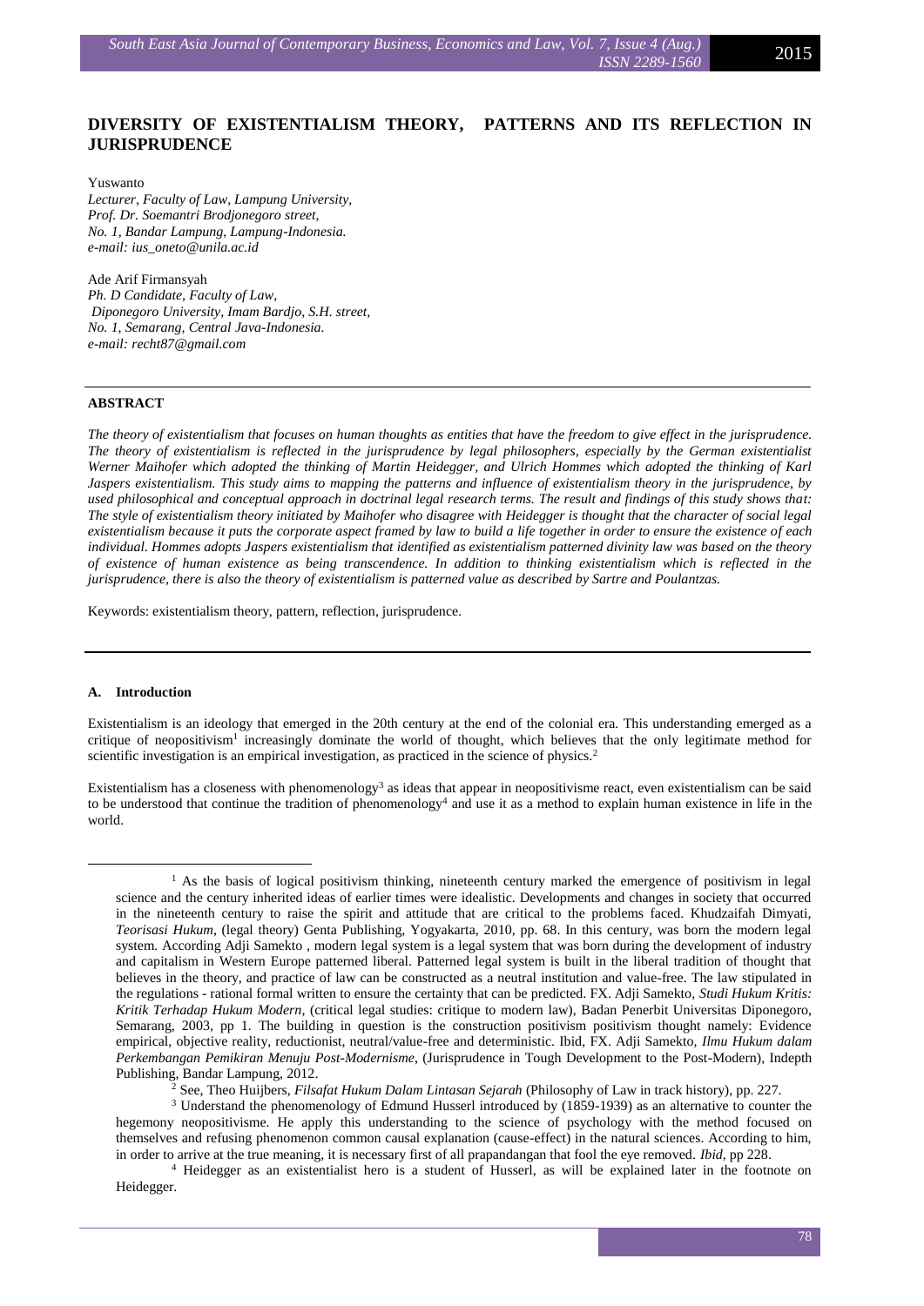# DIVERSITY OF EXISTENTIALISM THEORY, PATTERNS AND ITS REFLECTION IN JURISPRUDENCE

Yuswanto
*Lecturer, Faculty of Law, Lampung University,*
*Prof. Dr. Soemantri Brodjonegoro street,*
*No. 1, Bandar Lampung, Lampung-Indonesia.*
*e-mail: ius_oneto@unila.ac.id*

Ade Arif Firmansyah
*Ph. D Candidate, Faculty of Law,*
*Diponegoro University, Imam Bardjo, S.H. street,*
*No. 1, Semarang, Central Java-Indonesia.*
*e-mail: recht87@gmail.com*

## ABSTRACT

*The theory of existentialism that focuses on human thoughts as entities that have the freedom to give effect in the jurisprudence. The theory of existentialism is reflected in the jurisprudence by legal philosophers, especially by the German existentialist Werner Maihofer which adopted the thinking of Martin Heidegger, and Ulrich Hommes which adopted the thinking of Karl Jaspers existentialism. This study aims to mapping the patterns and influence of existentialism theory in the jurisprudence, by used philosophical and conceptual approach in doctrinal legal research terms. The result and findings of this study shows that: The style of existentialism theory initiated by Maihofer who disagree with Heidegger is thought that the character of social legal existentialism because it puts the corporate aspect framed by law to build a life together in order to ensure the existence of each individual. Hommes adopts Jaspers existentialism that identified as existentialism patterned divinity law was based on the theory of existence of human existence as being transcendence. In addition to thinking existentialism which is reflected in the jurisprudence, there is also the theory of existentialism is patterned value as described by Sartre and Poulantzas.*

Keywords: existentialism theory, pattern, reflection, jurisprudence.

## A. Introduction

Existentialism is an ideology that emerged in the 20th century at the end of the colonial era. This understanding emerged as a critique of neopositivism[1] increasingly dominate the world of thought, which believes that the only legitimate method for scientific investigation is an empirical investigation, as practiced in the science of physics.[2]

Existentialism has a closeness with phenomenology[3] as ideas that appear in neopositivisme react, even existentialism can be said to be understood that continue the tradition of phenomenology[4] and use it as a method to explain human existence in life in the world.

---

[1] As the basis of logical positivism thinking, nineteenth century marked the emergence of positivism in legal science and the century inherited ideas of earlier times were idealistic. Developments and changes in society that occurred in the nineteenth century to raise the spirit and attitude that are critical to the problems faced. Khudzaifah Dimyati, *Teorisasi Hukum*, (legal theory) Genta Publishing, Yogyakarta, 2010, pp. 68. In this century, was born the modern legal system. According Adji Samekto , modern legal system is a legal system that was born during the development of industry and capitalism in Western Europe patterned liberal. Patterned legal system is built in the liberal tradition of thought that believes in the theory, and practice of law can be constructed as a neutral institution and value-free. The law stipulated in the regulations - rational formal written to ensure the certainty that can be predicted. FX. Adji Samekto, *Studi Hukum Kritis: Kritik Terhadap Hukum Modern*, (critical legal studies: critique to modern law), Badan Penerbit Universitas Diponegoro, Semarang, 2003, pp 1. The building in question is the construction positivism positivism thought namely: Evidence empirical, objective reality, reductionist, neutral/value-free and deterministic. Ibid, FX. Adji Samekto, *Ilmu Hukum dalam Perkembangan Pemikiran Menuju Post-Modernisme*, (Jurisprudence in Tough Development to the Post-Modern), Indepth Publishing, Bandar Lampung, 2012.

[2] See, Theo Huijbers, *Filsafat Hukum Dalam Lintasan Sejarah* (Philosophy of Law in track history), pp. 227.

[3] Understand the phenomenology of Edmund Husserl introduced by (1859-1939) as an alternative to counter the hegemony neopositivisme. He apply this understanding to the science of psychology with the method focused on themselves and refusing phenomenon common causal explanation (cause-effect) in the natural sciences. According to him, in order to arrive at the true meaning, it is necessary first of all prapandangan that fool the eye removed. *Ibid*, pp 228.

[4] Heidegger as an existentialist hero is a student of Husserl, as will be explained later in the footnote on Heidegger.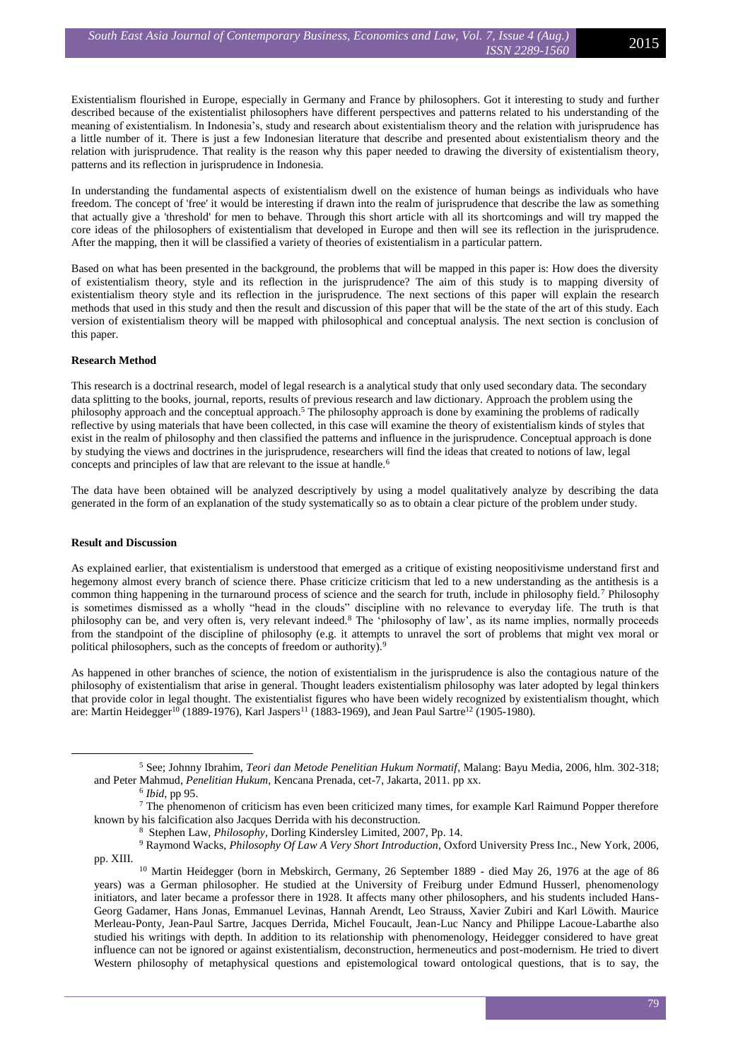Existentialism flourished in Europe, especially in Germany and France by philosophers. Got it interesting to study and further described because of the existentialist philosophers have different perspectives and patterns related to his understanding of the meaning of existentialism. In Indonesia's, study and research about existentialism theory and the relation with jurisprudence has a little number of it. There is just a few Indonesian literature that describe and presented about existentialism theory and the relation with jurisprudence. That reality is the reason why this paper needed to drawing the diversity of existentialism theory, patterns and its reflection in jurisprudence in Indonesia.

In understanding the fundamental aspects of existentialism dwell on the existence of human beings as individuals who have freedom. The concept of 'free' it would be interesting if drawn into the realm of jurisprudence that describe the law as something that actually give a 'threshold' for men to behave. Through this short article with all its shortcomings and will try mapped the core ideas of the philosophers of existentialism that developed in Europe and then will see its reflection in the jurisprudence. After the mapping, then it will be classified a variety of theories of existentialism in a particular pattern.

Based on what has been presented in the background, the problems that will be mapped in this paper is: How does the diversity of existentialism theory, style and its reflection in the jurisprudence? The aim of this study is to mapping diversity of existentialism theory style and its reflection in the jurisprudence. The next sections of this paper will explain the research methods that used in this study and then the result and discussion of this paper that will be the state of the art of this study. Each version of existentialism theory will be mapped with philosophical and conceptual analysis. The next section is conclusion of this paper.

**Research Method**

This research is a doctrinal research, model of legal research is a analytical study that only used secondary data. The secondary data splitting to the books, journal, reports, results of previous research and law dictionary. Approach the problem using the philosophy approach and the conceptual approach.[5] The philosophy approach is done by examining the problems of radically reflective by using materials that have been collected, in this case will examine the theory of existentialism kinds of styles that exist in the realm of philosophy and then classified the patterns and influence in the jurisprudence. Conceptual approach is done by studying the views and doctrines in the jurisprudence, researchers will find the ideas that created to notions of law, legal concepts and principles of law that are relevant to the issue at handle.[6]

The data have been obtained will be analyzed descriptively by using a model qualitatively analyze by describing the data generated in the form of an explanation of the study systematically so as to obtain a clear picture of the problem under study.

**Result and Discussion**

As explained earlier, that existentialism is understood that emerged as a critique of existing neopositivisme understand first and hegemony almost every branch of science there. Phase criticize criticism that led to a new understanding as the antithesis is a common thing happening in the turnaround process of science and the search for truth, include in philosophy field.[7] Philosophy is sometimes dismissed as a wholly "head in the clouds" discipline with no relevance to everyday life. The truth is that philosophy can be, and very often is, very relevant indeed.[8] The 'philosophy of law', as its name implies, normally proceeds from the standpoint of the discipline of philosophy (e.g. it attempts to unravel the sort of problems that might vex moral or political philosophers, such as the concepts of freedom or authority).[9]

As happened in other branches of science, the notion of existentialism in the jurisprudence is also the contagious nature of the philosophy of existentialism that arise in general. Thought leaders existentialism philosophy was later adopted by legal thinkers that provide color in legal thought. The existentialist figures who have been widely recognized by existentialism thought, which are: Martin Heidegger[10] (1889-1976), Karl Jaspers[11] (1883-1969), and Jean Paul Sartre[12] (1905-1980).

---

[5] See; Johnny Ibrahim, *Teori dan Metode Penelitian Hukum Normatif*, Malang: Bayu Media, 2006, hlm. 302-318; and Peter Mahmud, *Penelitian Hukum*, Kencana Prenada, cet-7, Jakarta, 2011. pp xx.

[6] *Ibid*, pp 95.

[7] The phenomenon of criticism has even been criticized many times, for example Karl Raimund Popper therefore known by his falcification also Jacques Derrida with his deconstruction.

[8] Stephen Law, *Philosophy*, Dorling Kindersley Limited, 2007, Pp. 14.

[9] Raymond Wacks, *Philosophy Of Law A Very Short Introduction*, Oxford University Press Inc., New York, 2006, pp. XIII.

[10] Martin Heidegger (born in Mebskirch, Germany, 26 September 1889 - died May 26, 1976 at the age of 86 years) was a German philosopher. He studied at the University of Freiburg under Edmund Husserl, phenomenology initiators, and later became a professor there in 1928. It affects many other philosophers, and his students included Hans-Georg Gadamer, Hans Jonas, Emmanuel Levinas, Hannah Arendt, Leo Strauss, Xavier Zubiri and Karl Löwith. Maurice Merleau-Ponty, Jean-Paul Sartre, Jacques Derrida, Michel Foucault, Jean-Luc Nancy and Philippe Lacoue-Labarthe also studied his writings with depth. In addition to its relationship with phenomenology, Heidegger considered to have great influence can not be ignored or against existentialism, deconstruction, hermeneutics and post-modernism. He tried to divert Western philosophy of metaphysical questions and epistemological toward ontological questions, that is to say, the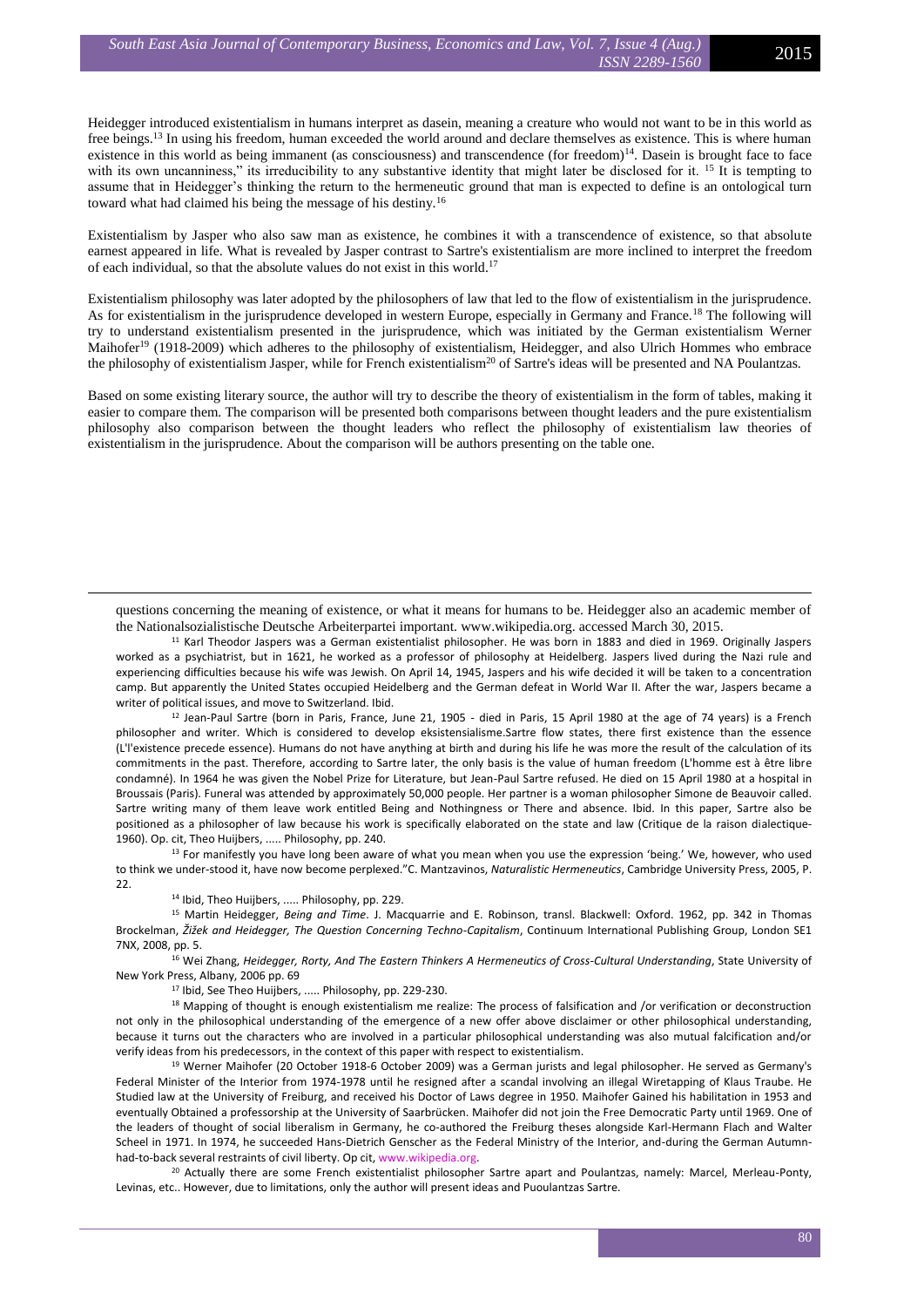Heidegger introduced existentialism in humans interpret as dasein, meaning a creature who would not want to be in this world as free beings.[13] In using his freedom, human exceeded the world around and declare themselves as existence. This is where human existence in this world as being immanent (as consciousness) and transcendence (for freedom)[14]. Dasein is brought face to face with its own uncanniness," its irreducibility to any substantive identity that might later be disclosed for it. [15] It is tempting to assume that in Heidegger's thinking the return to the hermeneutic ground that man is expected to define is an ontological turn toward what had claimed his being the message of his destiny.[16]

Existentialism by Jasper who also saw man as existence, he combines it with a transcendence of existence, so that absolute earnest appeared in life. What is revealed by Jasper contrast to Sartre's existentialism are more inclined to interpret the freedom of each individual, so that the absolute values do not exist in this world.[17]

Existentialism philosophy was later adopted by the philosophers of law that led to the flow of existentialism in the jurisprudence. As for existentialism in the jurisprudence developed in western Europe, especially in Germany and France.[18] The following will try to understand existentialism presented in the jurisprudence, which was initiated by the German existentialism Werner Maihofer[19] (1918-2009) which adheres to the philosophy of existentialism, Heidegger, and also Ulrich Hommes who embrace the philosophy of existentialism Jasper, while for French existentialism[20] of Sartre's ideas will be presented and NA Poulantzas.

Based on some existing literary source, the author will try to describe the theory of existentialism in the form of tables, making it easier to compare them. The comparison will be presented both comparisons between thought leaders and the pure existentialism philosophy also comparison between the thought leaders who reflect the philosophy of existentialism law theories of existentialism in the jurisprudence. About the comparison will be authors presenting on the table one.

---

questions concerning the meaning of existence, or what it means for humans to be. Heidegger also an academic member of the Nationalsozialistische Deutsche Arbeiterpartei important. www.wikipedia.org. accessed March 30, 2015.

[11] Karl Theodor Jaspers was a German existentialist philosopher. He was born in 1883 and died in 1969. Originally Jaspers worked as a psychiatrist, but in 1621, he worked as a professor of philosophy at Heidelberg. Jaspers lived during the Nazi rule and experiencing difficulties because his wife was Jewish. On April 14, 1945, Jaspers and his wife decided it will be taken to a concentration camp. But apparently the United States occupied Heidelberg and the German defeat in World War II. After the war, Jaspers became a writer of political issues, and move to Switzerland. Ibid.

[12] Jean-Paul Sartre (born in Paris, France, June 21, 1905 - died in Paris, 15 April 1980 at the age of 74 years) is a French philosopher and writer. Which is considered to develop eksistensialisme.Sartre flow states, there first existence than the essence (L'l'existence precede essence). Humans do not have anything at birth and during his life he was more the result of the calculation of its commitments in the past. Therefore, according to Sartre later, the only basis is the value of human freedom (L'homme est à être libre condamné). In 1964 he was given the Nobel Prize for Literature, but Jean-Paul Sartre refused. He died on 15 April 1980 at a hospital in Broussais (Paris). Funeral was attended by approximately 50,000 people. Her partner is a woman philosopher Simone de Beauvoir called. Sartre writing many of them leave work entitled Being and Nothingness or There and absence. Ibid. In this paper, Sartre also be positioned as a philosopher of law because his work is specifically elaborated on the state and law (Critique de la raison dialectique-1960). Op. cit, Theo Huijbers, ..... Philosophy, pp. 240.

[13] For manifestly you have long been aware of what you mean when you use the expression 'being.' We, however, who used to think we under-stood it, have now become perplexed."C. Mantzavinos, *Naturalistic Hermeneutics*, Cambridge University Press, 2005, P. 22.

[14] Ibid, Theo Huijbers, ..... Philosophy, pp. 229.

[15] Martin Heidegger, *Being and Time*. J. Macquarrie and E. Robinson, transl. Blackwell: Oxford. 1962, pp. 342 in Thomas Brockelman, *Žižek and Heidegger, The Question Concerning Techno-Capitalism*, Continuum International Publishing Group, London SE1 7NX, 2008, pp. 5.

[16] Wei Zhang, *Heidegger, Rorty, And The Eastern Thinkers A Hermeneutics of Cross-Cultural Understanding*, State University of New York Press, Albany, 2006 pp. 69

[17] Ibid, See Theo Huijbers, ..... Philosophy, pp. 229-230.

[18] Mapping of thought is enough existentialism me realize: The process of falsification and /or verification or deconstruction not only in the philosophical understanding of the emergence of a new offer above disclaimer or other philosophical understanding, because it turns out the characters who are involved in a particular philosophical understanding was also mutual falcification and/or verify ideas from his predecessors, in the context of this paper with respect to existentialism.

[19] Werner Maihofer (20 October 1918-6 October 2009) was a German jurists and legal philosopher. He served as Germany's Federal Minister of the Interior from 1974-1978 until he resigned after a scandal involving an illegal Wiretapping of Klaus Traube. He Studied law at the University of Freiburg, and received his Doctor of Laws degree in 1950. Maihofer Gained his habilitation in 1953 and eventually Obtained a professorship at the University of Saarbrücken. Maihofer did not join the Free Democratic Party until 1969. One of the leaders of thought of social liberalism in Germany, he co-authored the Freiburg theses alongside Karl-Hermann Flach and Walter Scheel in 1971. In 1974, he succeeded Hans-Dietrich Genscher as the Federal Ministry of the Interior, and-during the German Autumn-had-to-back several restraints of civil liberty. Op cit, www.wikipedia.org.

[20] Actually there are some French existentialist philosopher Sartre apart and Poulantzas, namely: Marcel, Merleau-Ponty, Levinas, etc.. However, due to limitations, only the author will present ideas and Puoulantzas Sartre.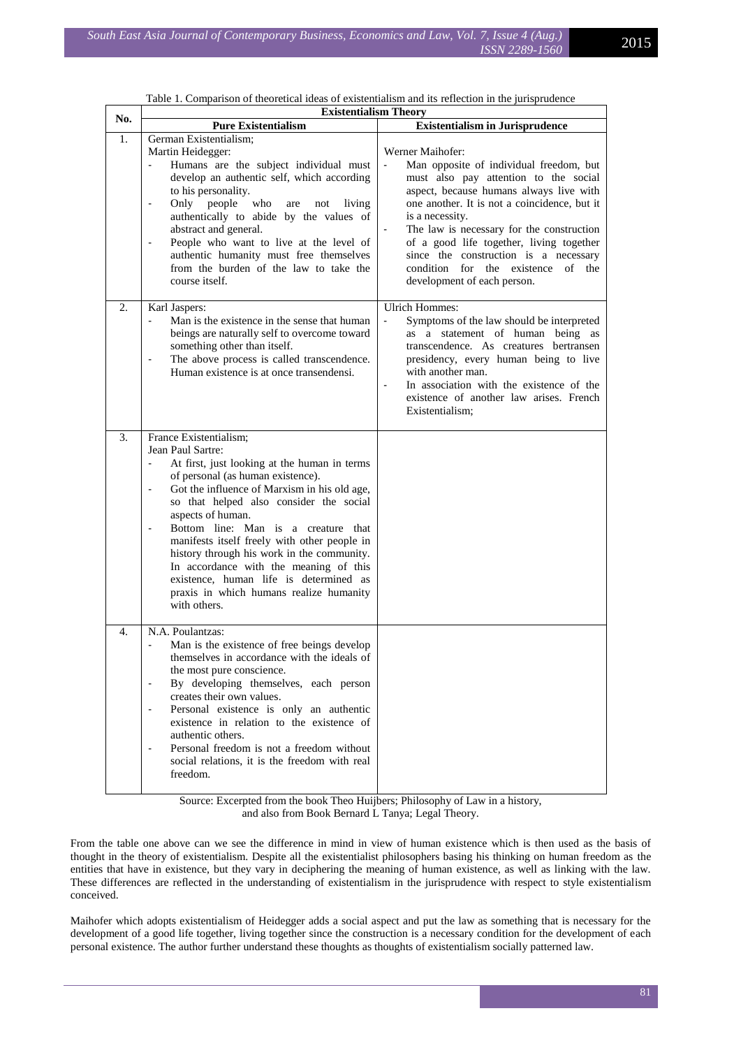Table 1. Comparison of theoretical ideas of existentialism and its reflection in the jurisprudence

| No. | Existentialism Theory | |
|---|---|---|
| | **Pure Existentialism** | **Existentialism in Jurisprudence** |
| 1. | German Existentialism;<br>Martin Heidegger:<br>- Humans are the subject individual must develop an authentic self, which according to his personality.<br>- Only people who are not living authentically to abide by the values of abstract and general.<br>- People who want to live at the level of authentic humanity must free themselves from the burden of the law to take the course itself. | Werner Maihofer:<br>- Man opposite of individual freedom, but must also pay attention to the social aspect, because humans always live with one another. It is not a coincidence, but it is a necessity.<br>- The law is necessary for the construction of a good life together, living together since the construction is a necessary condition for the existence of the development of each person. |
| 2. | Karl Jaspers:<br>- Man is the existence in the sense that human beings are naturally self to overcome toward something other than itself.<br>- The above process is called transcendence. Human existence is at once transendensi. | Ulrich Hommes:<br>- Symptoms of the law should be interpreted as a statement of human being as transcendence. As creatures bertransen presidency, every human being to live with another man.<br>- In association with the existence of the existence of another law arises. French Existentialism; |
| 3. | France Existentialism;<br>Jean Paul Sartre:<br>- At first, just looking at the human in terms of personal (as human existence).<br>- Got the influence of Marxism in his old age, so that helped also consider the social aspects of human.<br>- Bottom line: Man is a creature that manifests itself freely with other people in history through his work in the community. In accordance with the meaning of this existence, human life is determined as praxis in which humans realize humanity with others. | |
| 4. | N.A. Poulantzas:<br>- Man is the existence of free beings develop themselves in accordance with the ideals of the most pure conscience.<br>- By developing themselves, each person creates their own values.<br>- Personal existence is only an authentic existence in relation to the existence of authentic others.<br>- Personal freedom is not a freedom without social relations, it is the freedom with real freedom. | |

Source: Excerpted from the book Theo Huijbers; Philosophy of Law in a history, and also from Book Bernard L Tanya; Legal Theory.

From the table one above can we see the difference in mind in view of human existence which is then used as the basis of thought in the theory of existentialism. Despite all the existentialist philosophers basing his thinking on human freedom as the entities that have in existence, but they vary in deciphering the meaning of human existence, as well as linking with the law. These differences are reflected in the understanding of existentialism in the jurisprudence with respect to style existentialism conceived.

Maihofer which adopts existentialism of Heidegger adds a social aspect and put the law as something that is necessary for the development of a good life together, living together since the construction is a necessary condition for the development of each personal existence. The author further understand these thoughts as thoughts of existentialism socially patterned law.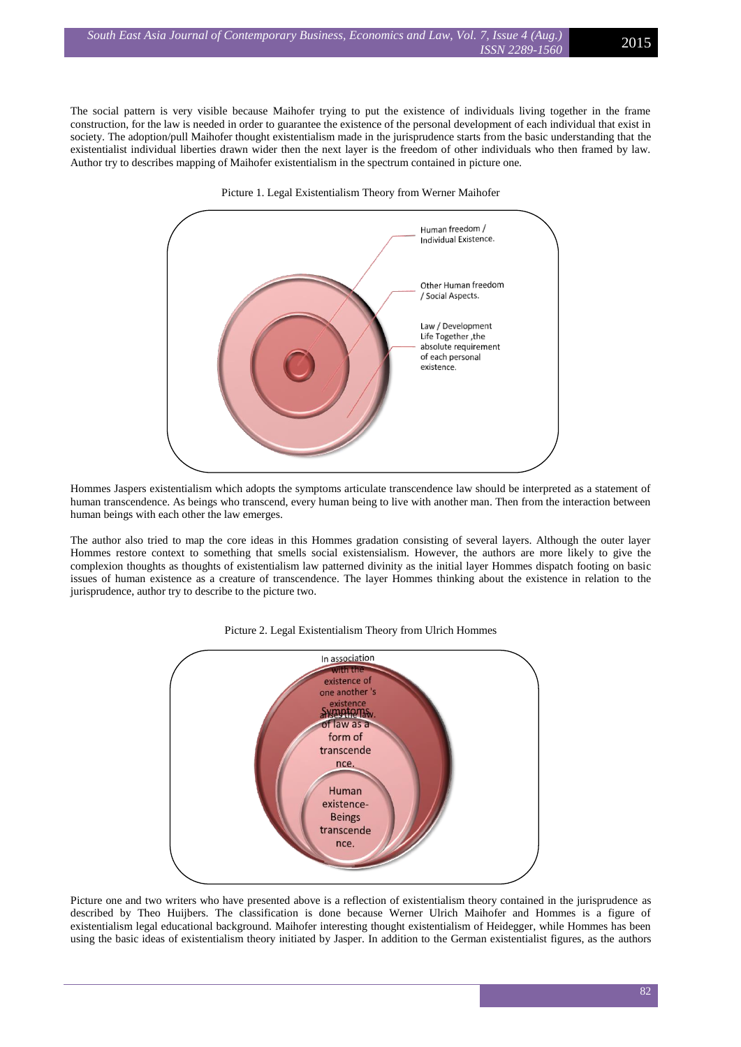The social pattern is very visible because Maihofer trying to put the existence of individuals living together in the frame construction, for the law is needed in order to guarantee the existence of the personal development of each individual that exist in society. The adoption/pull Maihofer thought existentialism made in the jurisprudence starts from the basic understanding that the existentialist individual liberties drawn wider then the next layer is the freedom of other individuals who then framed by law. Author try to describes mapping of Maihofer existentialism in the spectrum contained in picture one.

Picture 1. Legal Existentialism Theory from Werner Maihofer

Human freedom / Individual Existence.

Other Human freedom / Social Aspects.

Law / Development Life Together ,the absolute requirement of each personal existence.

Hommes Jaspers existentialism which adopts the symptoms articulate transcendence law should be interpreted as a statement of human transcendence. As beings who transcend, every human being to live with another man. Then from the interaction between human beings with each other the law emerges.

The author also tried to map the core ideas in this Hommes gradation consisting of several layers. Although the outer layer Hommes restore context to something that smells social existensialism. However, the authors are more likely to give the complexion thoughts as thoughts of existentialism law patterned divinity as the initial layer Hommes dispatch footing on basic issues of human existence as a creature of transcendence. The layer Hommes thinking about the existence in relation to the jurisprudence, author try to describe to the picture two.

Picture 2. Legal Existentialism Theory from Ulrich Hommes

In association with the existence of one another 's existence arises the law.

Symptoms of law as a form of transcendence.

Human existence- Beings transcendence.

Picture one and two writers who have presented above is a reflection of existentialism theory contained in the jurisprudence as described by Theo Huijbers. The classification is done because Werner Ulrich Maihofer and Hommes is a figure of existentialism legal educational background. Maihofer interesting thought existentialism of Heidegger, while Hommes has been using the basic ideas of existentialism theory initiated by Jasper. In addition to the German existentialist figures, as the authors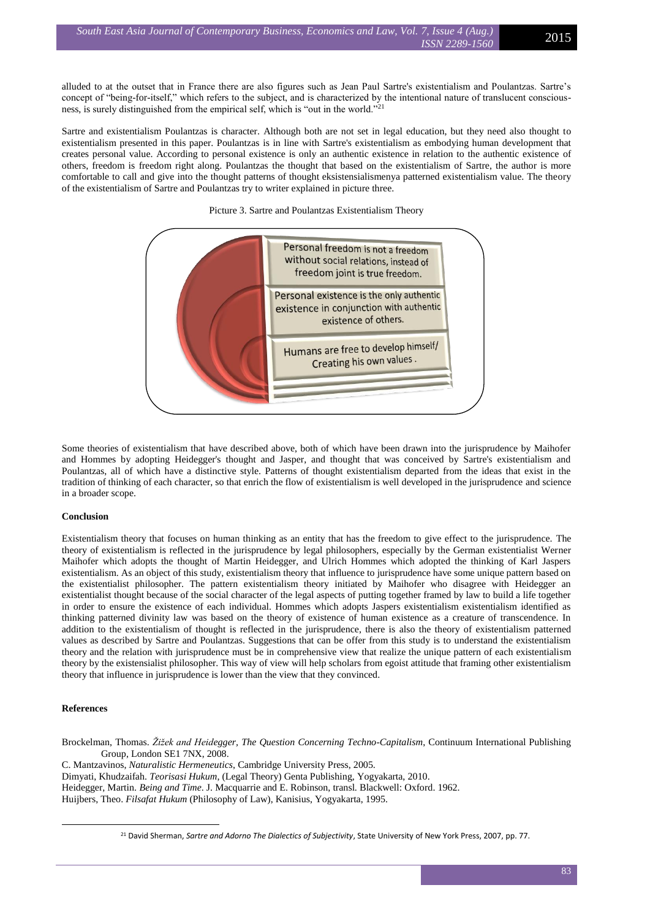alluded to at the outset that in France there are also figures such as Jean Paul Sartre's existentialism and Poulantzas. Sartre's concept of "being-for-itself," which refers to the subject, and is characterized by the intentional nature of translucent consciousness, is surely distinguished from the empirical self, which is "out in the world."[21]

Sartre and existentialism Poulantzas is character. Although both are not set in legal education, but they need also thought to existentialism presented in this paper. Poulantzas is in line with Sartre's existentialism as embodying human development that creates personal value. According to personal existence is only an authentic existence in relation to the authentic existence of others, freedom is freedom right along. Poulantzas the thought that based on the existentialism of Sartre, the author is more comfortable to call and give into the thought patterns of thought eksistensialismenya patterned existentialism value. The theory of the existentialism of Sartre and Poulantzas try to writer explained in picture three.

Picture 3. Sartre and Poulantzas Existentialism Theory

Personal freedom is not a freedom without social relations, instead of freedom joint is true freedom.

Personal existence is the only authentic existence in conjunction with authentic existence of others.

Humans are free to develop himself/ Creating his own values .

Some theories of existentialism that have described above, both of which have been drawn into the jurisprudence by Maihofer and Hommes by adopting Heidegger's thought and Jasper, and thought that was conceived by Sartre's existentialism and Poulantzas, all of which have a distinctive style. Patterns of thought existentialism departed from the ideas that exist in the tradition of thinking of each character, so that enrich the flow of existentialism is well developed in the jurisprudence and science in a broader scope.

## Conclusion

Existentialism theory that focuses on human thinking as an entity that has the freedom to give effect to the jurisprudence. The theory of existentialism is reflected in the jurisprudence by legal philosophers, especially by the German existentialist Werner Maihofer which adopts the thought of Martin Heidegger, and Ulrich Hommes which adopted the thinking of Karl Jaspers existentialism. As an object of this study, existentialism theory that influence to jurisprudence have some unique pattern based on the existentialist philosopher. The pattern existentialism theory initiated by Maihofer who disagree with Heidegger an existentialist thought because of the social character of the legal aspects of putting together framed by law to build a life together in order to ensure the existence of each individual. Hommes which adopts Jaspers existentialism existentialism identified as thinking patterned divinity law was based on the theory of existence of human existence as a creature of transcendence. In addition to the existentialism of thought is reflected in the jurisprudence, there is also the theory of existentialism patterned values as described by Sartre and Poulantzas. Suggestions that can be offer from this study is to understand the existentialism theory and the relation with jurisprudence must be in comprehensive view that realize the unique pattern of each existentialism theory by the existensialist philosopher. This way of view will help scholars from egoist attitude that framing other existentialism theory that influence in jurisprudence is lower than the view that they convinced.

## References

Brockelman, Thomas. *Žižek and Heidegger, The Question Concerning Techno-Capitalism*, Continuum International Publishing Group, London SE1 7NX, 2008.

C. Mantzavinos, *Naturalistic Hermeneutics*, Cambridge University Press, 2005.

Dimyati, Khudzaifah. *Teorisasi Hukum*, (Legal Theory) Genta Publishing, Yogyakarta, 2010.

Heidegger, Martin. *Being and Time*. J. Macquarrie and E. Robinson, transl. Blackwell: Oxford. 1962.

Huijbers, Theo. *Filsafat Hukum* (Philosophy of Law), Kanisius, Yogyakarta, 1995.

[21] David Sherman, *Sartre and Adorno The Dialectics of Subjectivity*, State University of New York Press, 2007, pp. 77.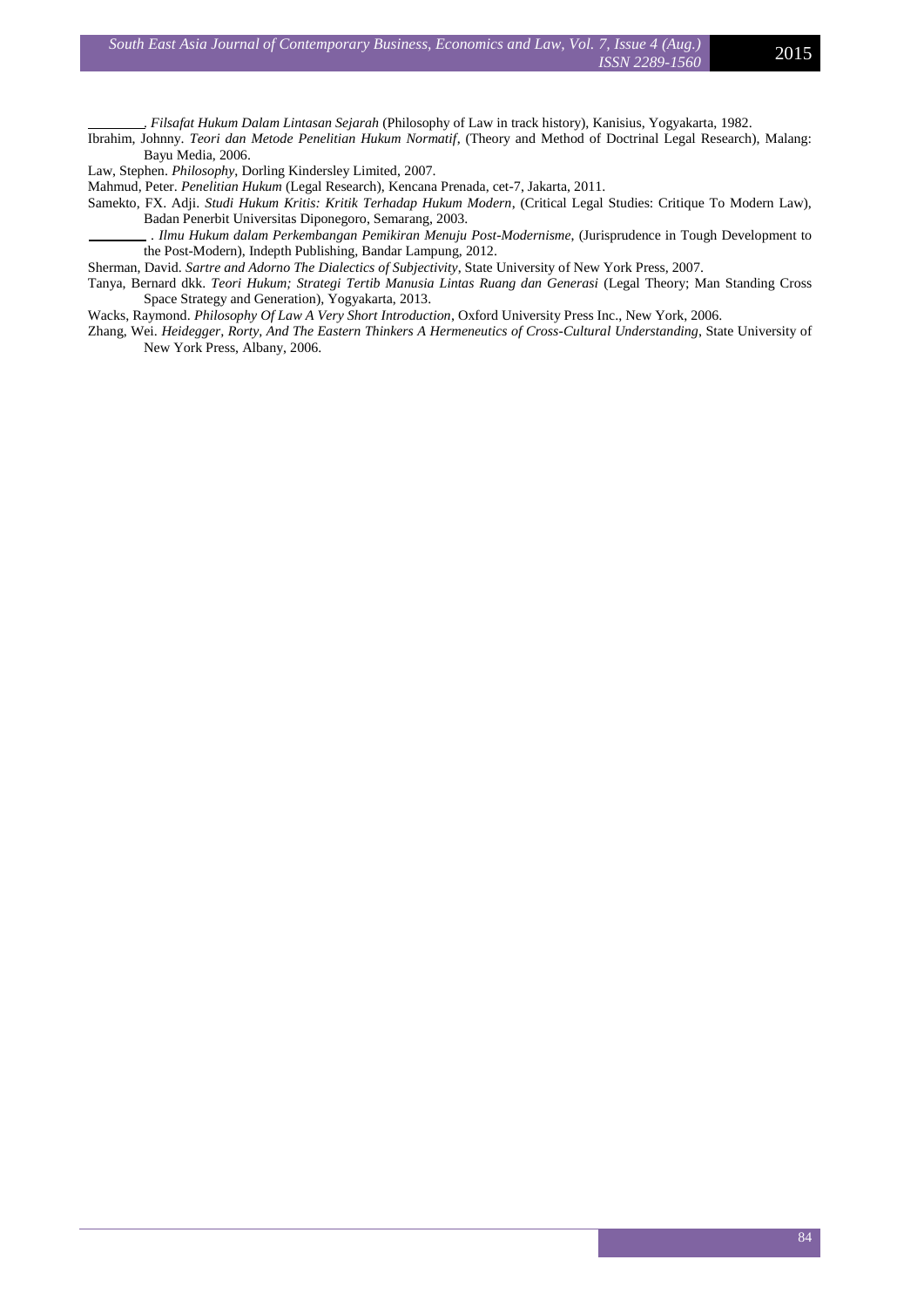________. *Filsafat Hukum Dalam Lintasan Sejarah* (Philosophy of Law in track history), Kanisius, Yogyakarta, 1982.

Ibrahim, Johnny. *Teori dan Metode Penelitian Hukum Normatif*, (Theory and Method of Doctrinal Legal Research), Malang: Bayu Media, 2006.

Law, Stephen. *Philosophy*, Dorling Kindersley Limited, 2007.

Mahmud, Peter. *Penelitian Hukum* (Legal Research), Kencana Prenada, cet-7, Jakarta, 2011.

Samekto, FX. Adji. *Studi Hukum Kritis: Kritik Terhadap Hukum Modern*, (Critical Legal Studies: Critique To Modern Law), Badan Penerbit Universitas Diponegoro, Semarang, 2003.

________ . *Ilmu Hukum dalam Perkembangan Pemikiran Menuju Post-Modernisme*, (Jurisprudence in Tough Development to the Post-Modern), Indepth Publishing, Bandar Lampung, 2012.

Sherman, David. *Sartre and Adorno The Dialectics of Subjectivity*, State University of New York Press, 2007.

Tanya, Bernard dkk. *Teori Hukum; Strategi Tertib Manusia Lintas Ruang dan Generasi* (Legal Theory; Man Standing Cross Space Strategy and Generation), Yogyakarta, 2013.

Wacks, Raymond. *Philosophy Of Law A Very Short Introduction*, Oxford University Press Inc., New York, 2006.

Zhang, Wei. *Heidegger, Rorty, And The Eastern Thinkers A Hermeneutics of Cross-Cultural Understanding*, State University of New York Press, Albany, 2006.